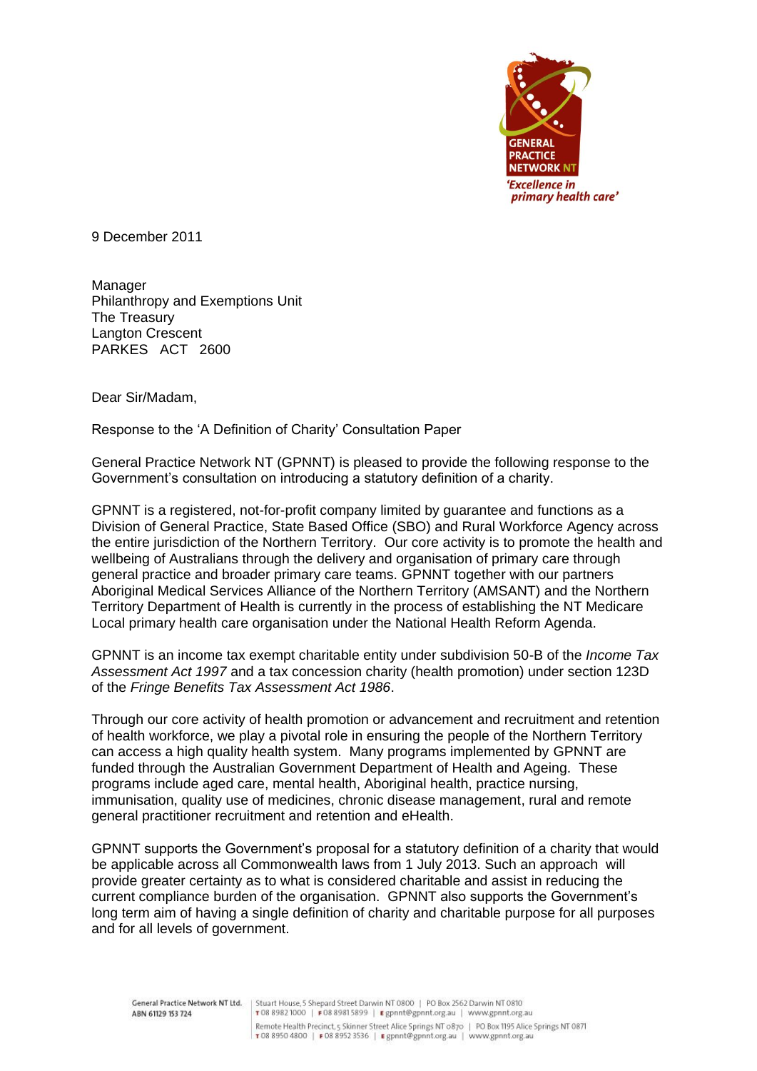9 December 2011

Manager
Philanthropy and Exemptions Unit
The Treasury
Langton Crescent
PARKES ACT 2600

Dear Sir/Madam,

Response to the 'A Definition of Charity' Consultation Paper

General Practice Network NT (GPNNT) is pleased to provide the following response to the Government's consultation on introducing a statutory definition of a charity.

GPNNT is a registered, not-for-profit company limited by guarantee and functions as a Division of General Practice, State Based Office (SBO) and Rural Workforce Agency across the entire jurisdiction of the Northern Territory. Our core activity is to promote the health and wellbeing of Australians through the delivery and organisation of primary care through general practice and broader primary care teams. GPNNT together with our partners Aboriginal Medical Services Alliance of the Northern Territory (AMSANT) and the Northern Territory Department of Health is currently in the process of establishing the NT Medicare Local primary health care organisation under the National Health Reform Agenda.

GPNNT is an income tax exempt charitable entity under subdivision 50-B of the *Income Tax Assessment Act 1997* and a tax concession charity (health promotion) under section 123D of the *Fringe Benefits Tax Assessment Act 1986*.

Through our core activity of health promotion or advancement and recruitment and retention of health workforce, we play a pivotal role in ensuring the people of the Northern Territory can access a high quality health system. Many programs implemented by GPNNT are funded through the Australian Government Department of Health and Ageing. These programs include aged care, mental health, Aboriginal health, practice nursing, immunisation, quality use of medicines, chronic disease management, rural and remote general practitioner recruitment and retention and eHealth.

GPNNT supports the Government's proposal for a statutory definition of a charity that would be applicable across all Commonwealth laws from 1 July 2013. Such an approach will provide greater certainty as to what is considered charitable and assist in reducing the current compliance burden of the organisation. GPNNT also supports the Government's long term aim of having a single definition of charity and charitable purpose for all purposes and for all levels of government.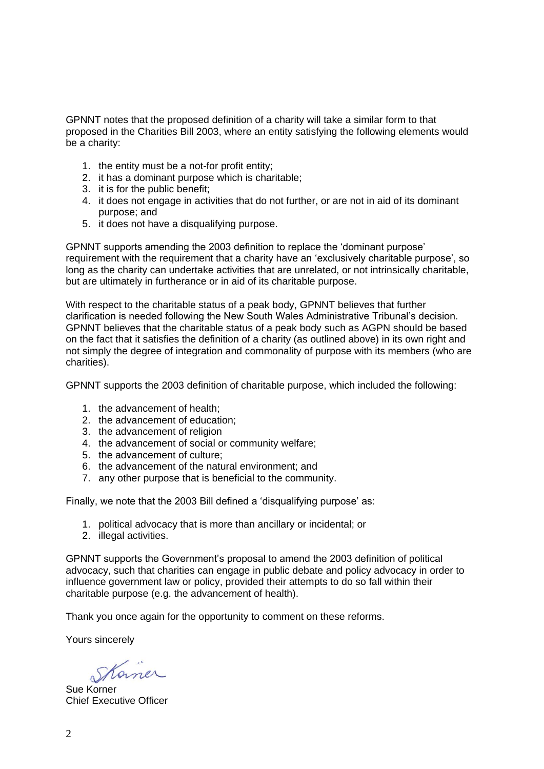GPNNT notes that the proposed definition of a charity will take a similar form to that proposed in the Charities Bill 2003, where an entity satisfying the following elements would be a charity:

1. the entity must be a not-for profit entity;
2. it has a dominant purpose which is charitable;
3. it is for the public benefit;
4. it does not engage in activities that do not further, or are not in aid of its dominant purpose; and
5. it does not have a disqualifying purpose.

GPNNT supports amending the 2003 definition to replace the 'dominant purpose' requirement with the requirement that a charity have an 'exclusively charitable purpose', so long as the charity can undertake activities that are unrelated, or not intrinsically charitable, but are ultimately in furtherance or in aid of its charitable purpose.

With respect to the charitable status of a peak body, GPNNT believes that further clarification is needed following the New South Wales Administrative Tribunal's decision. GPNNT believes that the charitable status of a peak body such as AGPN should be based on the fact that it satisfies the definition of a charity (as outlined above) in its own right and not simply the degree of integration and commonality of purpose with its members (who are charities).

GPNNT supports the 2003 definition of charitable purpose, which included the following:

1. the advancement of health;
2. the advancement of education;
3. the advancement of religion
4. the advancement of social or community welfare;
5. the advancement of culture;
6. the advancement of the natural environment; and
7. any other purpose that is beneficial to the community.

Finally, we note that the 2003 Bill defined a 'disqualifying purpose' as:

1. political advocacy that is more than ancillary or incidental; or
2. illegal activities.

GPNNT supports the Government's proposal to amend the 2003 definition of political advocacy, such that charities can engage in public debate and policy advocacy in order to influence government law or policy, provided their attempts to do so fall within their charitable purpose (e.g. the advancement of health).

Thank you once again for the opportunity to comment on these reforms.

Yours sincerely

SKorner

Sue Korner
Chief Executive Officer